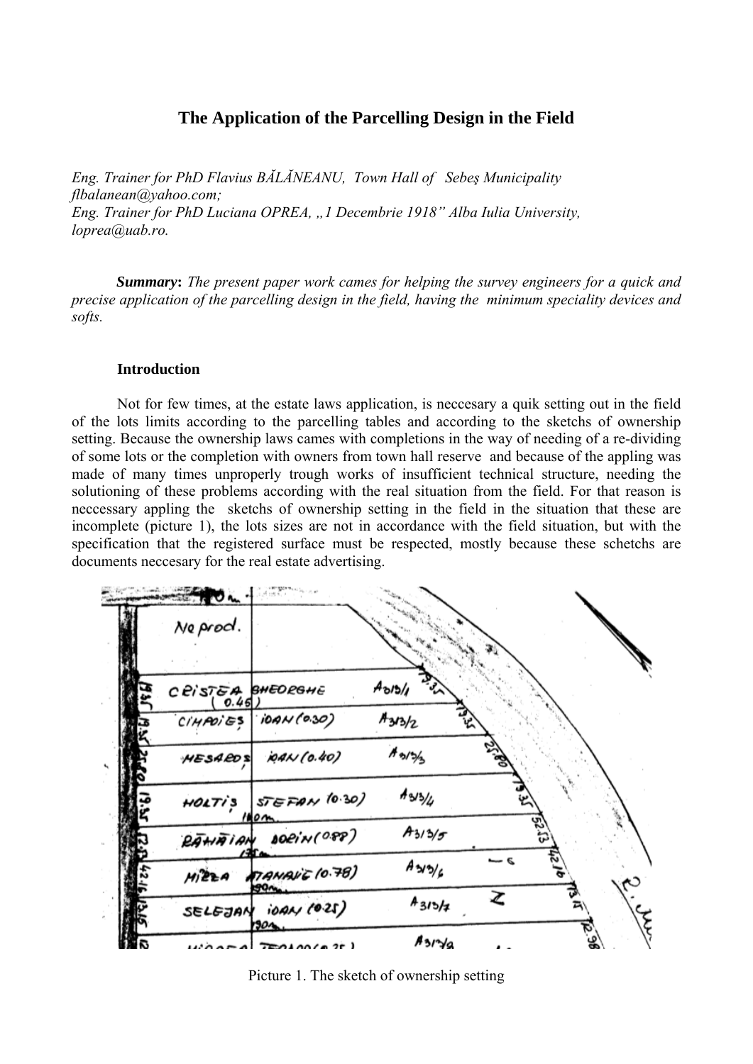# The Application of the Parcelling Design in the Field

*Eng. Trainer for PhD Flavius BĂLĂNEANU, Town Hall of Sebeş Municipality*
*flbalanean@yahoo.com;*
*Eng. Trainer for PhD Luciana OPREA, „1 Decembrie 1918" Alba Iulia University,*
*loprea@uab.ro.*

***Summary*: *The present paper work cames for helping the survey engineers for a quick and precise application of the parcelling design in the field, having the minimum speciality devices and softs.***

**Introduction**

Not for few times, at the estate laws application, is neccesary a quik setting out in the field of the lots limits according to the parcelling tables and according to the sketchs of ownership setting. Because the ownership laws cames with completions in the way of needing of a re-dividing of some lots or the completion with owners from town hall reserve and because of the appling was made of many times unproperly trough works of insufficient technical structure, needing the solutioning of these problems according with the real situation from the field. For that reason is neccessary appling the sketchs of ownership setting in the field in the situation that these are incomplete (picture 1), the lots sizes are not in accordance with the field situation, but with the specification that the registered surface must be respected, mostly because these schetchs are documents neccesary for the real estate advertising.

Picture 1. The sketch of ownership setting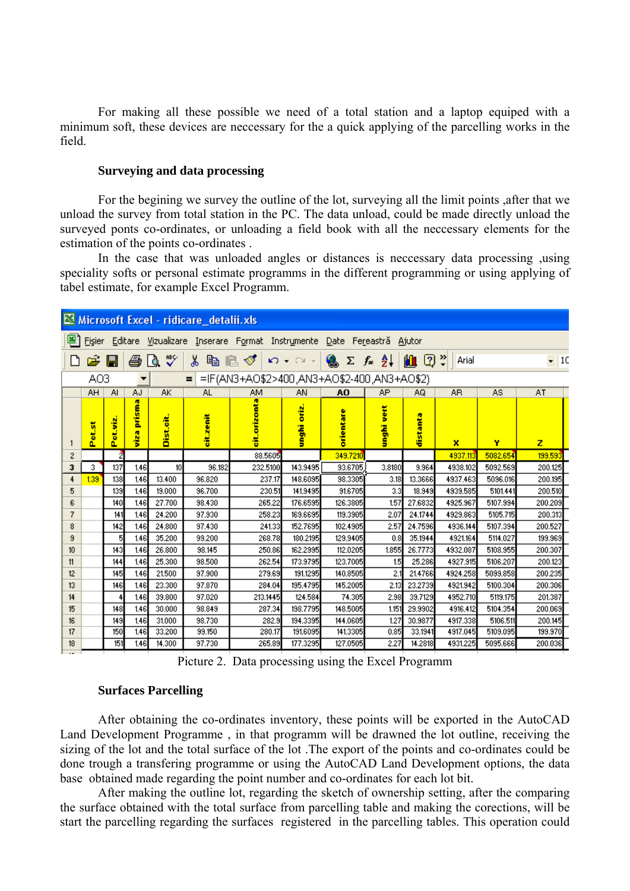For making all these possible we need of a total station and a laptop equiped with a minimum soft, these devices are neccessary for the a quick applying of the parcelling works in the field.

**Surveying and data processing**

For the begining we survey the outline of the lot, surveying all the limit points ,after that we unload the survey from total station in the PC. The data unload, could be made directly unload the surveyed ponts co-ordinates, or unloading a field book with all the neccessary elements for the estimation of the points co-ordinates .

In the case that was unloaded angles or distances is neccessary data processing ,using speciality softs or personal estimate programms in the different programming or using applying of tabel estimate, for example Excel Programm.

Microsoft Excel - ridicare_detalii.xls

AO3 = =IF(AN3+AO$2>400,AN3+AO$2-400,AN3+AO$2)

| | Pct.st | Pct.viz. | viza prisma | Dist.cit. | cit.zenit | cit.orizonta | unghi oriz. | orientare | unghi vert | distanta | X | Y | Z |
|---|---|---|---|---|---|---|---|---|---|---|---|---|---|
| 2 | | 2 | | | | 88.5605 | | 349.7210 | | | 4937.113 | 5082.654 | 199.593 |
| 3 | 3 | 137 | 1.46 | 10 | 96.182 | 232.5100 | 143.9495 | 93.6705 | 3.8180 | 9.964 | 4938.102 | 5092.569 | 200.125 |
| 4 | 1.39 | 138 | 1.46 | 13.400 | 96.820 | 237.17 | 148.6095 | 98.3305 | 3.18 | 13.3666 | 4937.463 | 5096.016 | 200.195 |
| 5 | | 139 | 1.46 | 19.000 | 96.700 | 230.51 | 141.9495 | 91.6705 | 3.3 | 18.949 | 4939.585 | 5101.441 | 200.510 |
| 6 | | 140 | 1.46 | 27.700 | 98.430 | 265.22 | 176.6595 | 126.3805 | 1.57 | 27.6832 | 4925.967 | 5107.994 | 200.209 |
| 7 | | 141 | 1.46 | 24.200 | 97.930 | 258.23 | 169.6695 | 119.3905 | 2.07 | 24.1744 | 4929.863 | 5105.715 | 200.313 |
| 8 | | 142 | 1.46 | 24.800 | 97.430 | 241.33 | 152.7695 | 102.4905 | 2.57 | 24.7596 | 4936.144 | 5107.394 | 200.527 |
| 9 | | 5 | 1.46 | 35.200 | 99.200 | 268.78 | 180.2195 | 129.9405 | 0.8 | 35.1944 | 4921.164 | 5114.027 | 199.969 |
| 10 | | 143 | 1.46 | 26.800 | 98.145 | 250.86 | 162.2995 | 112.0205 | 1.855 | 26.7773 | 4932.087 | 5108.955 | 200.307 |
| 11 | | 144 | 1.46 | 25.300 | 98.500 | 262.54 | 173.9795 | 123.7005 | 1.5 | 25.286 | 4927.915 | 5106.207 | 200.123 |
| 12 | | 145 | 1.46 | 21.500 | 97.900 | 279.69 | 191.1295 | 140.8505 | 2.1 | 21.4766 | 4924.258 | 5099.858 | 200.235 |
| 13 | | 146 | 1.46 | 23.300 | 97.870 | 284.04 | 195.4795 | 145.2005 | 2.13 | 23.2739 | 4921.942 | 5100.304 | 200.306 |
| 14 | | 4 | 1.46 | 39.800 | 97.020 | 213.1445 | 124.584 | 74.305 | 2.98 | 39.7129 | 4952.710 | 5119.175 | 201.387 |
| 15 | | 148 | 1.46 | 30.000 | 98.849 | 287.34 | 198.7795 | 148.5005 | 1.151 | 29.9902 | 4916.412 | 5104.354 | 200.069 |
| 16 | | 149 | 1.46 | 31.000 | 98.730 | 282.9 | 194.3395 | 144.0605 | 1.27 | 30.9877 | 4917.338 | 5106.511 | 200.145 |
| 17 | | 150 | 1.46 | 33.200 | 99.150 | 280.17 | 191.6095 | 141.3305 | 0.85 | 33.1941 | 4917.045 | 5109.095 | 199.970 |
| 18 | | 151 | 1.46 | 14.300 | 97.730 | 265.89 | 177.3295 | 127.0505 | 2.27 | 14.2818 | 4931.225 | 5095.666 | 200.036 |

Picture 2. Data processing using the Excel Programm

**Surfaces Parcelling**

After obtaining the co-ordinates inventory, these points will be exported in the AutoCAD Land Development Programme , in that programm will be drawned the lot outline, receiving the sizing of the lot and the total surface of the lot .The export of the points and co-ordinates could be done trough a transfering programme or using the AutoCAD Land Development options, the data base obtained made regarding the point number and co-ordinates for each lot bit.

After making the outline lot, regarding the sketch of ownership setting, after the comparing the surface obtained with the total surface from parcelling table and making the corections, will be start the parcelling regarding the surfaces registered in the parcelling tables. This operation could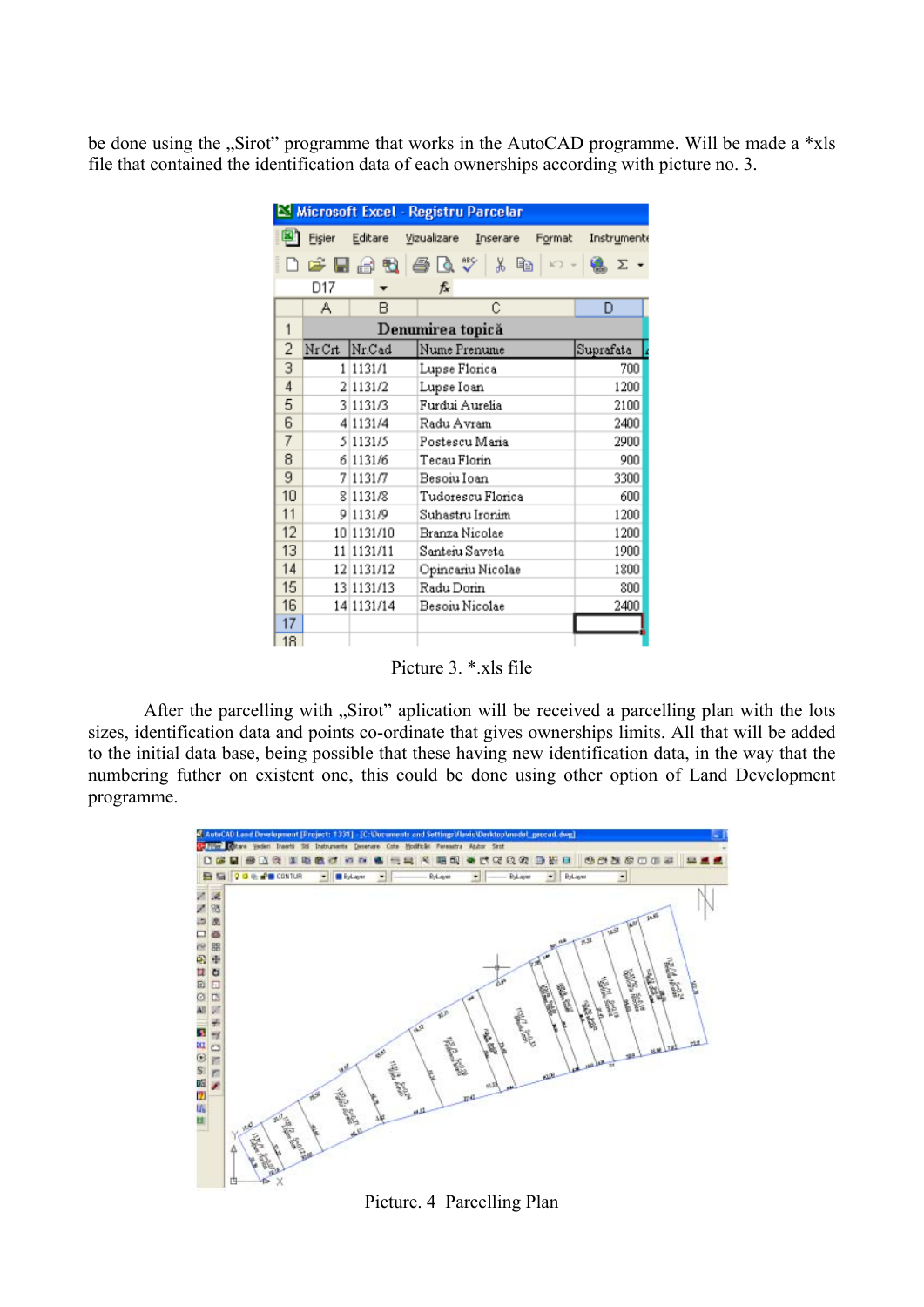be done using the „Sirot" programme that works in the AutoCAD programme. Will be made a *xls file that contained the identification data of each ownerships according with picture no. 3.

| Nr Crt | Nr.Cad | Nume Prenume | Suprafata |
|---|---|---|---|
| 1 | 1131/1 | Lupse Florica | 700 |
| 2 | 1131/2 | Lupse Ioan | 1200 |
| 3 | 1131/3 | Furdui Aurelia | 2100 |
| 4 | 1131/4 | Radu Avram | 2400 |
| 5 | 1131/5 | Postescu Maria | 2900 |
| 6 | 1131/6 | Tecau Florin | 900 |
| 7 | 1131/7 | Besoiu Ioan | 3300 |
| 8 | 1131/8 | Tudorescu Florica | 600 |
| 9 | 1131/9 | Suhastru Ironim | 1200 |
| 10 | 1131/10 | Branza Nicolae | 1200 |
| 11 | 1131/11 | Santeiu Saveta | 1900 |
| 12 | 1131/12 | Opincariu Nicolae | 1800 |
| 13 | 1131/13 | Radu Dorin | 800 |
| 14 | 1131/14 | Besoiu Nicolae | 2400 |

Picture 3. *.xls file

After the parcelling with „Sirot" aplication will be received a parcelling plan with the lots sizes, identification data and points co-ordinate that gives ownerships limits. All that will be added to the initial data base, being possible that these having new identification data, in the way that the numbering futher on existent one, this could be done using other option of Land Development programme.

Picture. 4 Parcelling Plan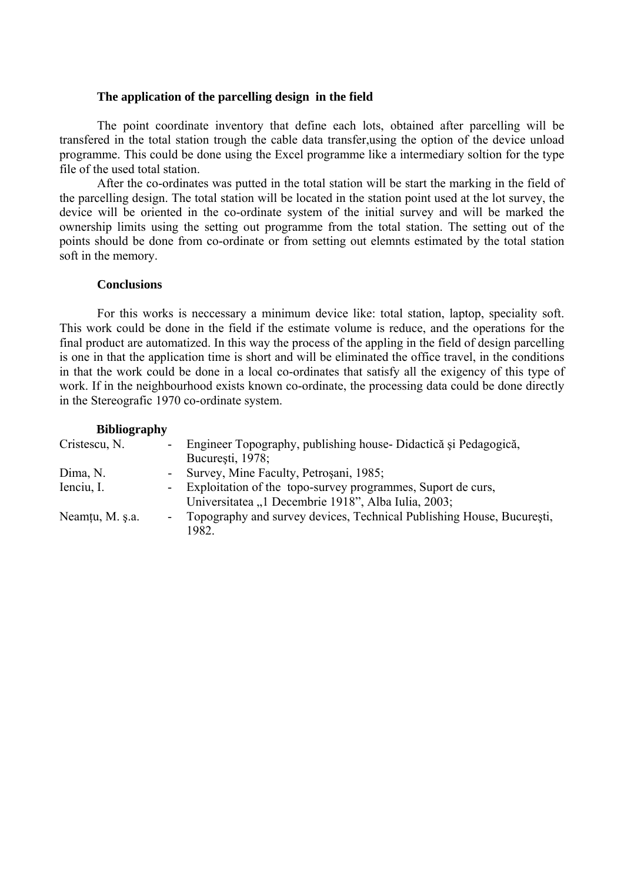### The application of the parcelling design in the field

The point coordinate inventory that define each lots, obtained after parcelling will be transfered in the total station trough the cable data transfer,using the option of the device unload programme. This could be done using the Excel programme like a intermediary soltion for the type file of the used total station.

After the co-ordinates was putted in the total station will be start the marking in the field of the parcelling design. The total station will be located in the station point used at the lot survey, the device will be oriented in the co-ordinate system of the initial survey and will be marked the ownership limits using the setting out programme from the total station. The setting out of the points should be done from co-ordinate or from setting out elemnts estimated by the total station soft in the memory.

### Conclusions

For this works is neccessary a minimum device like: total station, laptop, speciality soft. This work could be done in the field if the estimate volume is reduce, and the operations for the final product are automatized. In this way the process of the appling in the field of design parcelling is one in that the application time is short and will be eliminated the office travel, in the conditions in that the work could be done in a local co-ordinates that satisfy all the exigency of this type of work. If in the neighbourhood exists known co-ordinate, the processing data could be done directly in the Stereografic 1970 co-ordinate system.

### Bibliography

Cristescu, N. - Engineer Topography, publishing house- Didactică şi Pedagogică, Bucureşti, 1978;

Dima, N. - Survey, Mine Faculty, Petroşani, 1985;

Ienciu, I. - Exploitation of the topo-survey programmes, Suport de curs, Universitatea „1 Decembrie 1918", Alba Iulia, 2003;

Neamțu, M. ş.a. - Topography and survey devices, Technical Publishing House, Bucureşti, 1982.